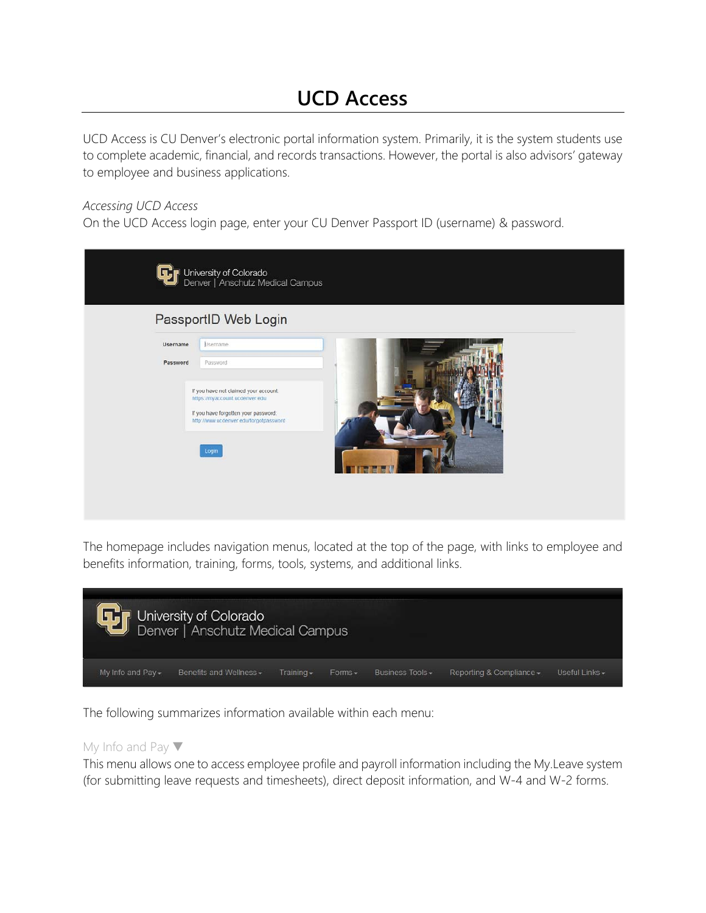# UCD Access

UCD Access is CU Denver's electronic portal information system. Primarily, it is the system students use to complete academic, financial, and records transactions. However, the portal is also advisors' gateway to employee and business applications.

*Accessing UCD Access*
On the UCD Access login page, enter your CU Denver Passport ID (username) & password.

The homepage includes navigation menus, located at the top of the page, with links to employee and benefits information, training, forms, tools, systems, and additional links.

The following summarizes information available within each menu:

My Info and Pay ▼
This menu allows one to access employee profile and payroll information including the My.Leave system (for submitting leave requests and timesheets), direct deposit information, and W-4 and W-2 forms.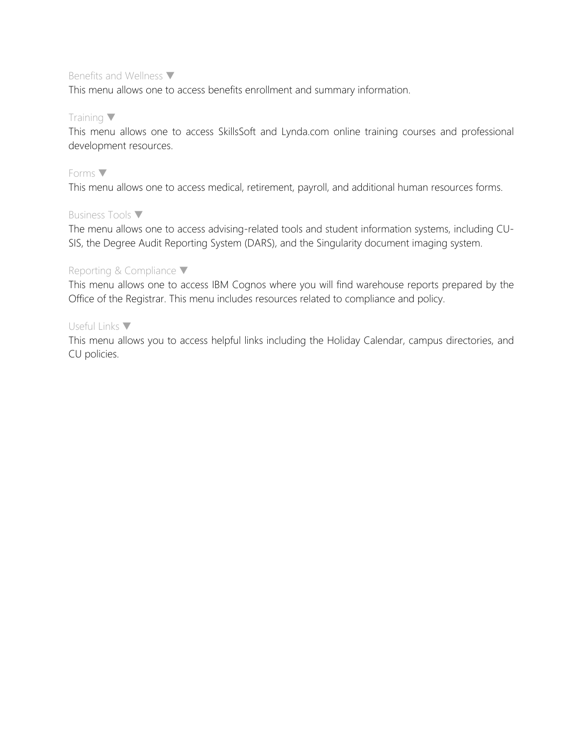### Benefits and Wellness ▼

This menu allows one to access benefits enrollment and summary information.

### Training ▼

This menu allows one to access SkillsSoft and Lynda.com online training courses and professional development resources.

### Forms ▼

This menu allows one to access medical, retirement, payroll, and additional human resources forms.

### Business Tools ▼

The menu allows one to access advising-related tools and student information systems, including CU-SIS, the Degree Audit Reporting System (DARS), and the Singularity document imaging system.

### Reporting & Compliance ▼

This menu allows one to access IBM Cognos where you will find warehouse reports prepared by the Office of the Registrar. This menu includes resources related to compliance and policy.

### Useful Links ▼

This menu allows you to access helpful links including the Holiday Calendar, campus directories, and CU policies.